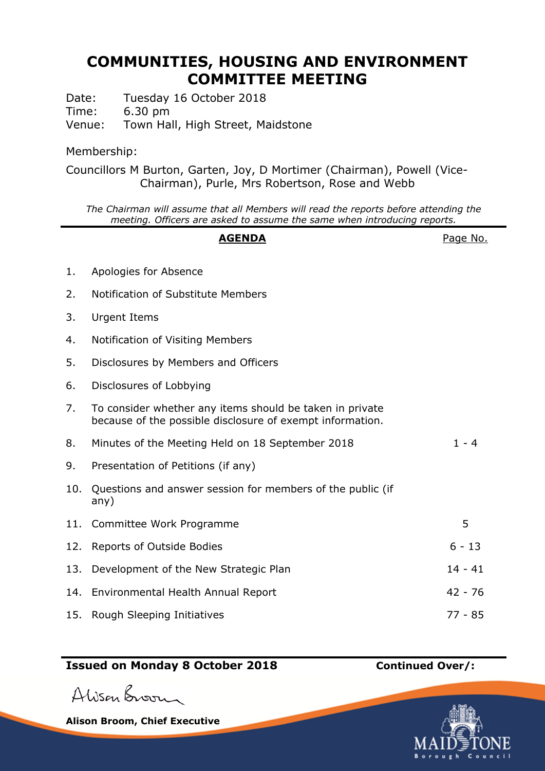# COMMUNITIES, HOUSING AND ENVIRONMENT COMMITTEE MEETING

Date: Tuesday 16 October 2018
Time: 6.30 pm
Venue: Town Hall, High Street, Maidstone

Membership:

Councillors M Burton, Garten, Joy, D Mortimer (Chairman), Powell (Vice-Chairman), Purle, Mrs Robertson, Rose and Webb

*The Chairman will assume that all Members will read the reports before attending the meeting. Officers are asked to assume the same when introducing reports.*

| | **AGENDA** | Page No. |
|---|---|---|
| 1. | Apologies for Absence | |
| 2. | Notification of Substitute Members | |
| 3. | Urgent Items | |
| 4. | Notification of Visiting Members | |
| 5. | Disclosures by Members and Officers | |
| 6. | Disclosures of Lobbying | |
| 7. | To consider whether any items should be taken in private because of the possible disclosure of exempt information. | |
| 8. | Minutes of the Meeting Held on 18 September 2018 | 1 - 4 |
| 9. | Presentation of Petitions (if any) | |
| 10. | Questions and answer session for members of the public (if any) | |
| 11. | Committee Work Programme | 5 |
| 12. | Reports of Outside Bodies | 6 - 13 |
| 13. | Development of the New Strategic Plan | 14 - 41 |
| 14. | Environmental Health Annual Report | 42 - 76 |
| 15. | Rough Sleeping Initiatives | 77 - 85 |

**Issued on Monday 8 October 2018** **Continued Over/:**

Alison Broom

**Alison Broom, Chief Executive**

MAIDSTONE Borough Council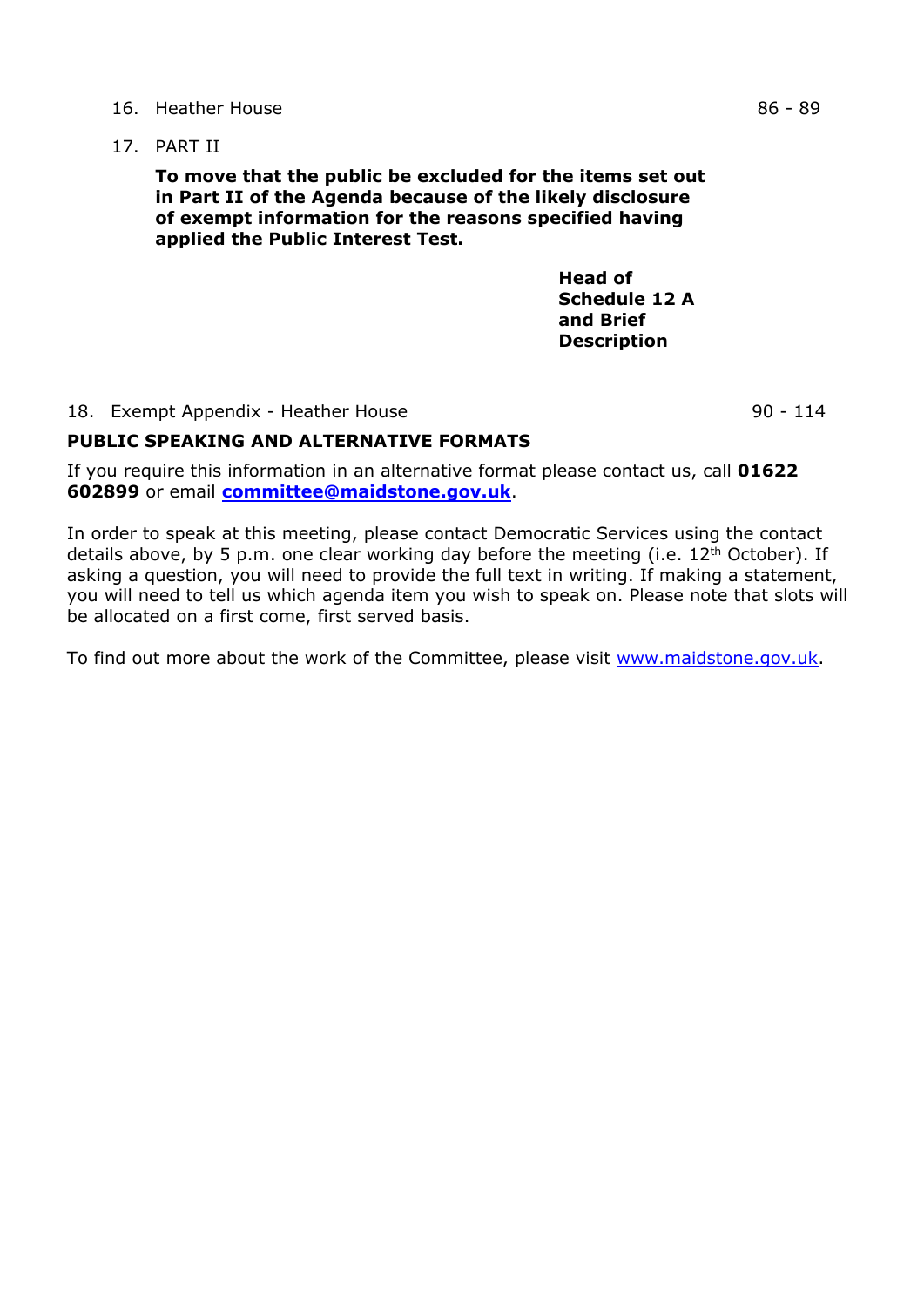16. Heather House 86 - 89

17. PART II

    **To move that the public be excluded for the items set out in Part II of the Agenda because of the likely disclosure of exempt information for the reasons specified having applied the Public Interest Test.**

    **Head of Schedule 12 A and Brief Description**

18. Exempt Appendix - Heather House 90 - 114

**PUBLIC SPEAKING AND ALTERNATIVE FORMATS**

If you require this information in an alternative format please contact us, call **01622 602899** or email **committee@maidstone.gov.uk**.

In order to speak at this meeting, please contact Democratic Services using the contact details above, by 5 p.m. one clear working day before the meeting (i.e. 12th October). If asking a question, you will need to provide the full text in writing. If making a statement, you will need to tell us which agenda item you wish to speak on. Please note that slots will be allocated on a first come, first served basis.

To find out more about the work of the Committee, please visit www.maidstone.gov.uk.